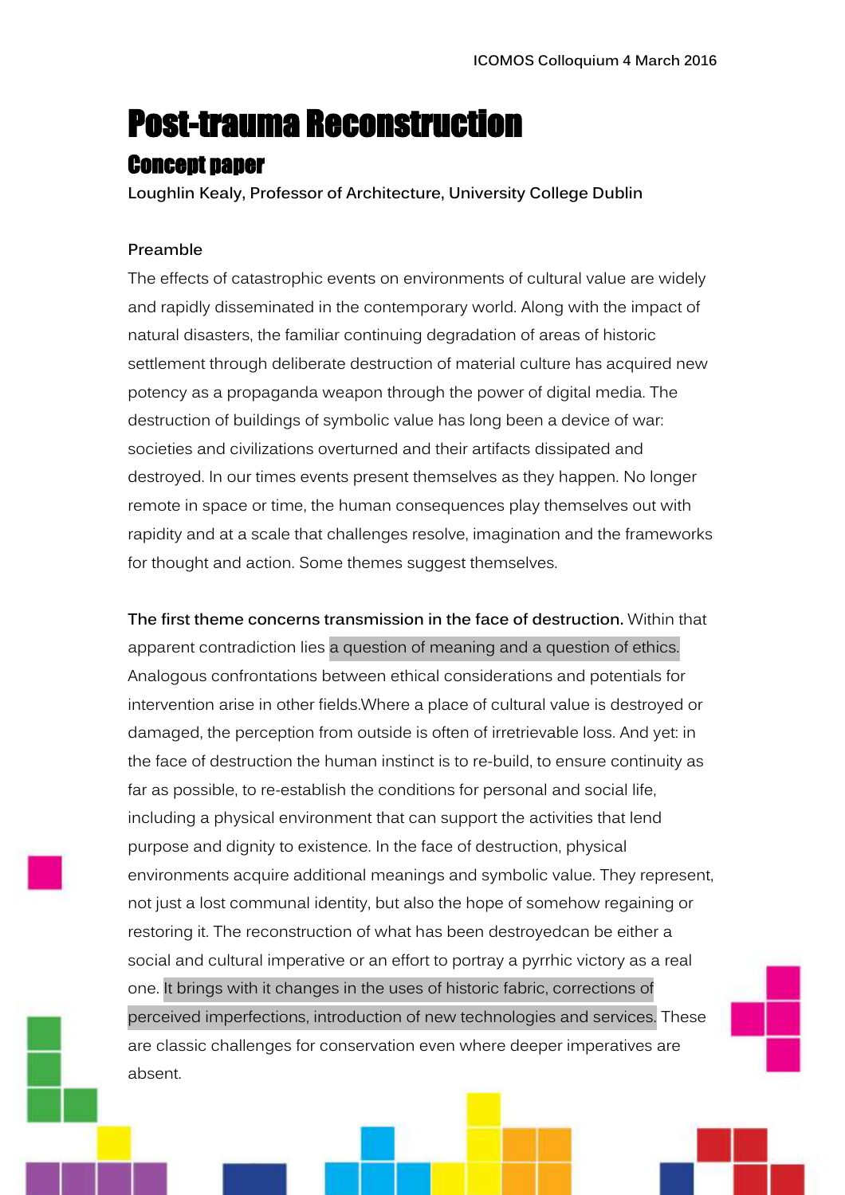ICOMOS Colloquium 4 March 2016

# Post-trauma Reconstruction

## Concept paper

**Loughlin Kealy, Professor of Architecture, University College Dublin**

### Preamble

The effects of catastrophic events on environments of cultural value are widely and rapidly disseminated in the contemporary world. Along with the impact of natural disasters, the familiar continuing degradation of areas of historic settlement through deliberate destruction of material culture has acquired new potency as a propaganda weapon through the power of digital media. The destruction of buildings of symbolic value has long been a device of war: societies and civilizations overturned and their artifacts dissipated and destroyed. In our times events present themselves as they happen. No longer remote in space or time, the human consequences play themselves out with rapidity and at a scale that challenges resolve, imagination and the frameworks for thought and action. Some themes suggest themselves.

**The first theme concerns transmission in the face of destruction.** Within that apparent contradiction lies a question of meaning and a question of ethics. Analogous confrontations between ethical considerations and potentials for intervention arise in other fields.Where a place of cultural value is destroyed or damaged, the perception from outside is often of irretrievable loss. And yet: in the face of destruction the human instinct is to re-build, to ensure continuity as far as possible, to re-establish the conditions for personal and social life, including a physical environment that can support the activities that lend purpose and dignity to existence. In the face of destruction, physical environments acquire additional meanings and symbolic value. They represent, not just a lost communal identity, but also the hope of somehow regaining or restoring it. The reconstruction of what has been destroyedcan be either a social and cultural imperative or an effort to portray a pyrrhic victory as a real one. It brings with it changes in the uses of historic fabric, corrections of perceived imperfections, introduction of new technologies and services. These are classic challenges for conservation even where deeper imperatives are absent.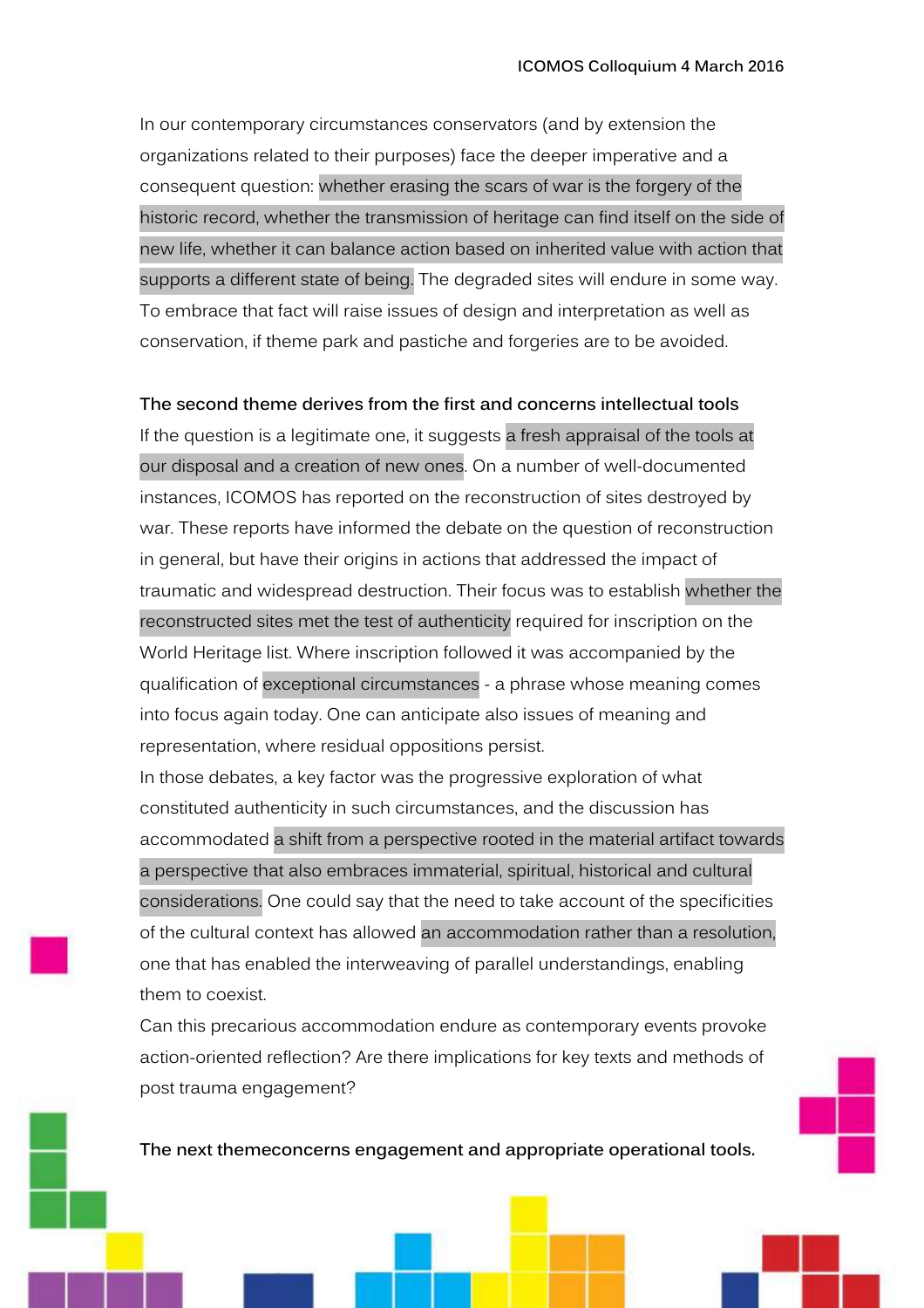In our contemporary circumstances conservators (and by extension the organizations related to their purposes) face the deeper imperative and a consequent question: whether erasing the scars of war is the forgery of the historic record, whether the transmission of heritage can find itself on the side of new life, whether it can balance action based on inherited value with action that supports a different state of being. The degraded sites will endure in some way. To embrace that fact will raise issues of design and interpretation as well as conservation, if theme park and pastiche and forgeries are to be avoided.

**The second theme derives from the first and concerns intellectual tools**

If the question is a legitimate one, it suggests a fresh appraisal of the tools at our disposal and a creation of new ones. On a number of well-documented instances, ICOMOS has reported on the reconstruction of sites destroyed by war. These reports have informed the debate on the question of reconstruction in general, but have their origins in actions that addressed the impact of traumatic and widespread destruction. Their focus was to establish whether the reconstructed sites met the test of authenticity required for inscription on the World Heritage list. Where inscription followed it was accompanied by the qualification of exceptional circumstances - a phrase whose meaning comes into focus again today. One can anticipate also issues of meaning and representation, where residual oppositions persist.

In those debates, a key factor was the progressive exploration of what constituted authenticity in such circumstances, and the discussion has accommodated a shift from a perspective rooted in the material artifact towards a perspective that also embraces immaterial, spiritual, historical and cultural considerations. One could say that the need to take account of the specificities of the cultural context has allowed an accommodation rather than a resolution, one that has enabled the interweaving of parallel understandings, enabling them to coexist.

Can this precarious accommodation endure as contemporary events provoke action-oriented reflection? Are there implications for key texts and methods of post trauma engagement?

**The next themeconcerns engagement and appropriate operational tools.**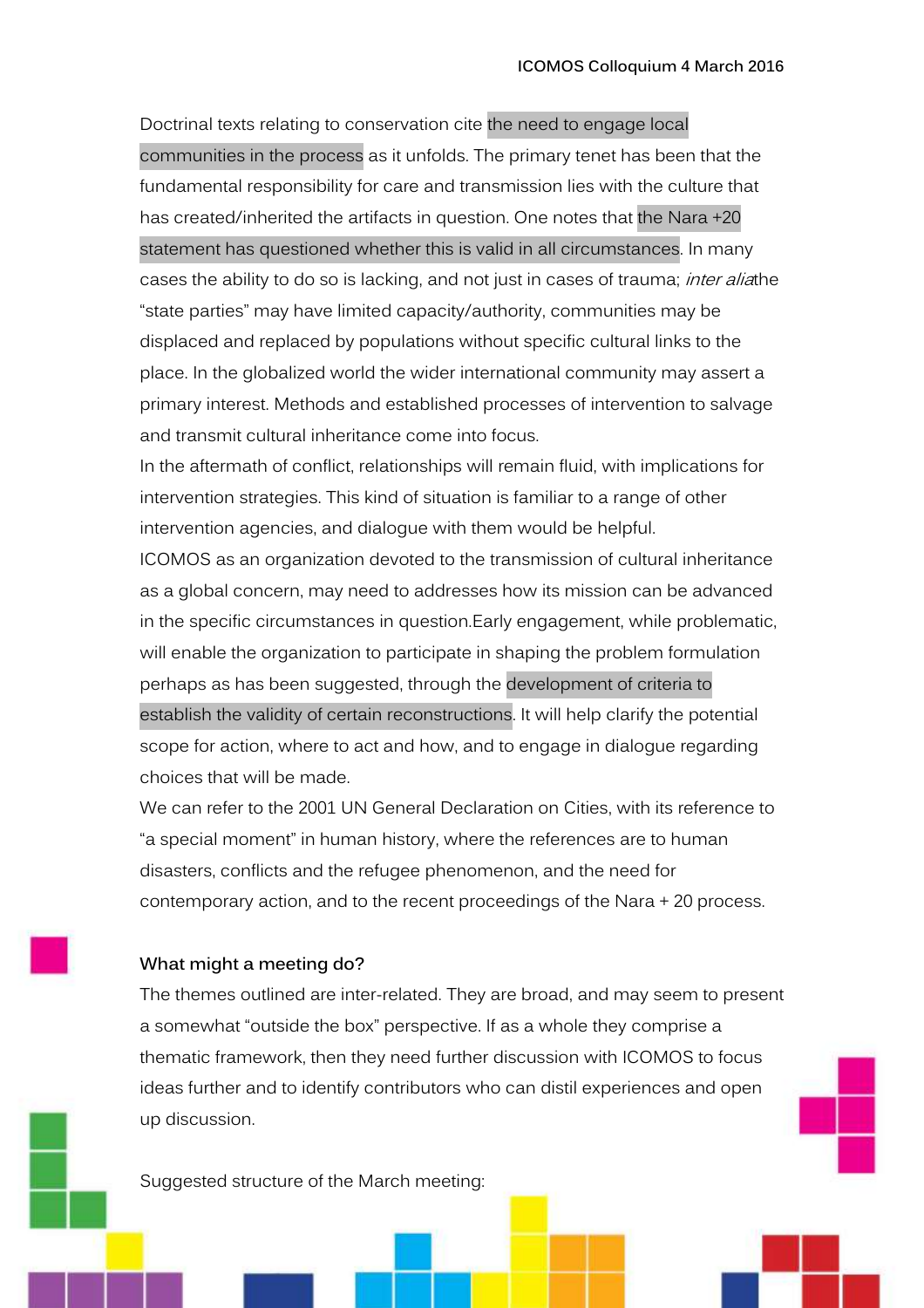Doctrinal texts relating to conservation cite the need to engage local communities in the process as it unfolds. The primary tenet has been that the fundamental responsibility for care and transmission lies with the culture that has created/inherited the artifacts in question. One notes that the Nara +20 statement has questioned whether this is valid in all circumstances. In many cases the ability to do so is lacking, and not just in cases of trauma; *inter alia*the "state parties" may have limited capacity/authority, communities may be displaced and replaced by populations without specific cultural links to the place. In the globalized world the wider international community may assert a primary interest. Methods and established processes of intervention to salvage and transmit cultural inheritance come into focus.

In the aftermath of conflict, relationships will remain fluid, with implications for intervention strategies. This kind of situation is familiar to a range of other intervention agencies, and dialogue with them would be helpful.

ICOMOS as an organization devoted to the transmission of cultural inheritance as a global concern, may need to addresses how its mission can be advanced in the specific circumstances in question.Early engagement, while problematic, will enable the organization to participate in shaping the problem formulation perhaps as has been suggested, through the development of criteria to establish the validity of certain reconstructions. It will help clarify the potential scope for action, where to act and how, and to engage in dialogue regarding choices that will be made.

We can refer to the 2001 UN General Declaration on Cities, with its reference to "a special moment" in human history, where the references are to human disasters, conflicts and the refugee phenomenon, and the need for contemporary action, and to the recent proceedings of the Nara + 20 process.

**What might a meeting do?**

The themes outlined are inter-related. They are broad, and may seem to present a somewhat "outside the box" perspective. If as a whole they comprise a thematic framework, then they need further discussion with ICOMOS to focus ideas further and to identify contributors who can distil experiences and open up discussion.

Suggested structure of the March meeting: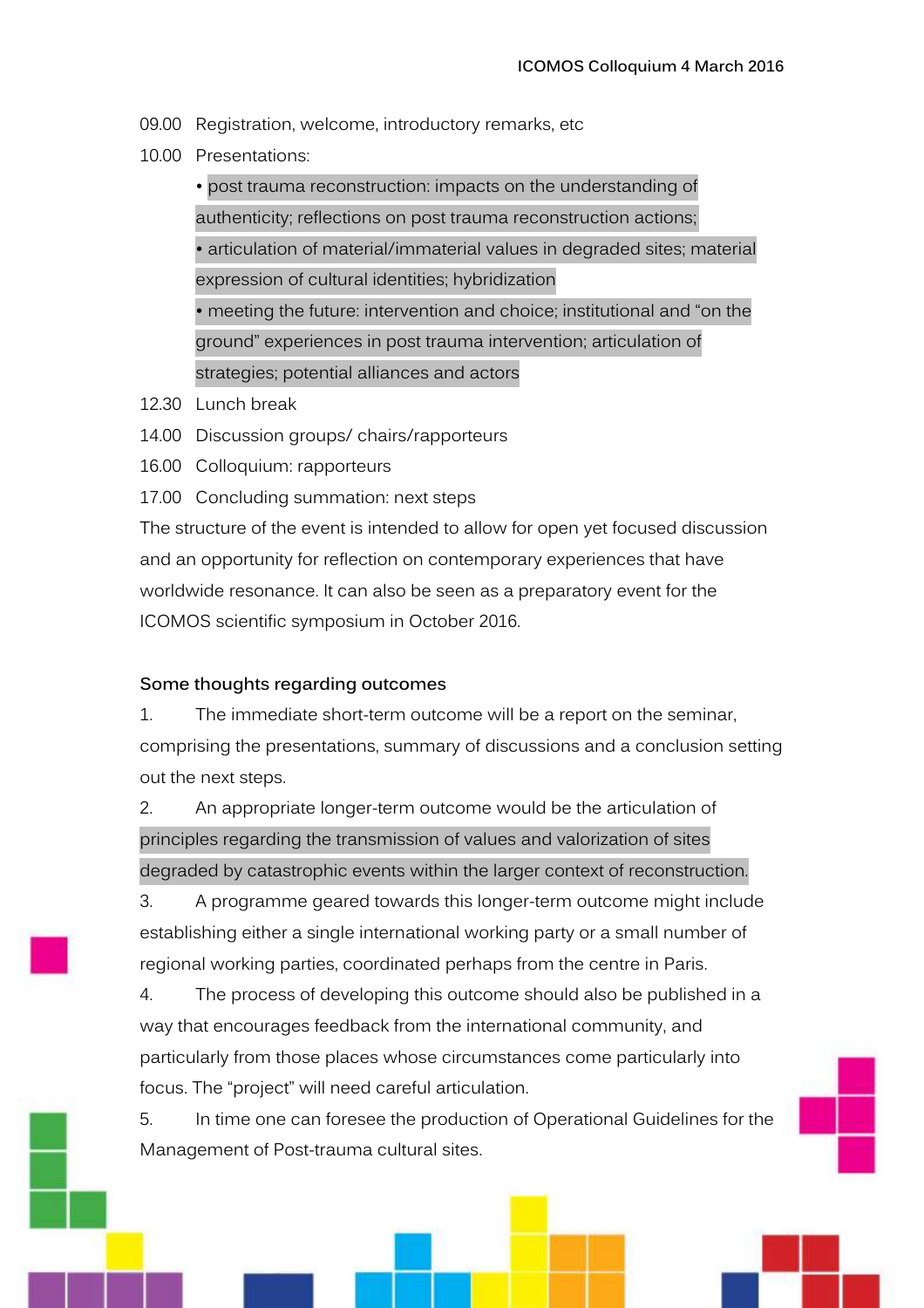09.00 Registration, welcome, introductory remarks, etc

10.00 Presentations:

- post trauma reconstruction: impacts on the understanding of authenticity; reflections on post trauma reconstruction actions;
- articulation of material/immaterial values in degraded sites; material expression of cultural identities; hybridization
- meeting the future: intervention and choice; institutional and "on the ground" experiences in post trauma intervention; articulation of strategies; potential alliances and actors

12.30 Lunch break

14.00 Discussion groups/ chairs/rapporteurs

16.00 Colloquium: rapporteurs

17.00 Concluding summation: next steps

The structure of the event is intended to allow for open yet focused discussion and an opportunity for reflection on contemporary experiences that have worldwide resonance. It can also be seen as a preparatory event for the ICOMOS scientific symposium in October 2016.

### Some thoughts regarding outcomes

1. The immediate short-term outcome will be a report on the seminar, comprising the presentations, summary of discussions and a conclusion setting out the next steps.
2. An appropriate longer-term outcome would be the articulation of principles regarding the transmission of values and valorization of sites degraded by catastrophic events within the larger context of reconstruction.
3. A programme geared towards this longer-term outcome might include establishing either a single international working party or a small number of regional working parties, coordinated perhaps from the centre in Paris.
4. The process of developing this outcome should also be published in a way that encourages feedback from the international community, and particularly from those places whose circumstances come particularly into focus. The "project" will need careful articulation.
5. In time one can foresee the production of Operational Guidelines for the Management of Post-trauma cultural sites.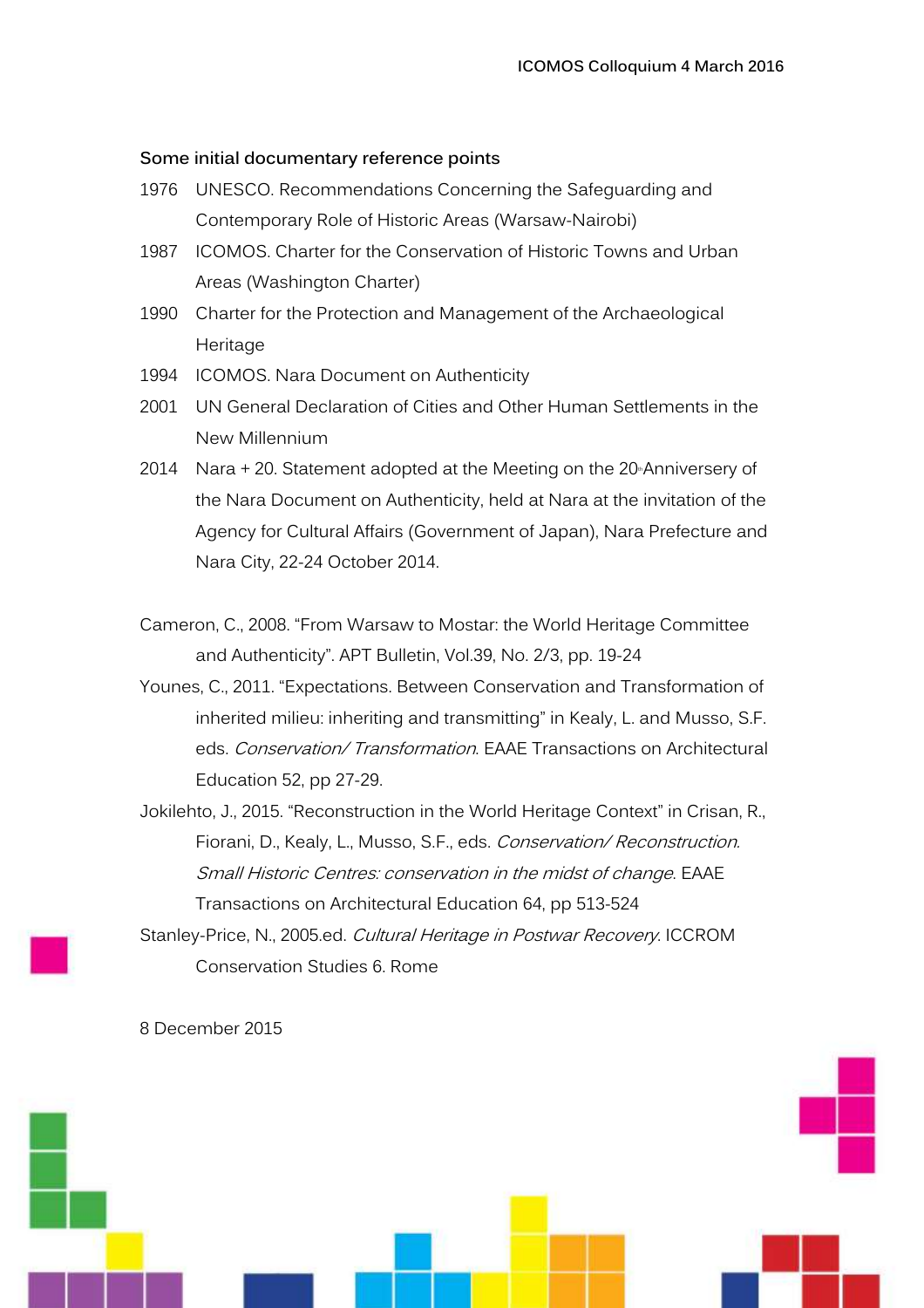## Some initial documentary reference points

1976 UNESCO. Recommendations Concerning the Safeguarding and Contemporary Role of Historic Areas (Warsaw-Nairobi)

1987 ICOMOS. Charter for the Conservation of Historic Towns and Urban Areas (Washington Charter)

1990 Charter for the Protection and Management of the Archaeological Heritage

1994 ICOMOS. Nara Document on Authenticity

2001 UN General Declaration of Cities and Other Human Settlements in the New Millennium

2014 Nara + 20. Statement adopted at the Meeting on the 20th Anniversery of the Nara Document on Authenticity, held at Nara at the invitation of the Agency for Cultural Affairs (Government of Japan), Nara Prefecture and Nara City, 22-24 October 2014.

Cameron, C., 2008. “From Warsaw to Mostar: the World Heritage Committee and Authenticity”. APT Bulletin, Vol.39, No. 2/3, pp. 19-24

Younes, C., 2011. “Expectations. Between Conservation and Transformation of inherited milieu: inheriting and transmitting” in Kealy, L. and Musso, S.F. eds. *Conservation/ Transformation*. EAAE Transactions on Architectural Education 52, pp 27-29.

Jokilehto, J., 2015. “Reconstruction in the World Heritage Context” in Crisan, R., Fiorani, D., Kealy, L., Musso, S.F., eds. *Conservation/ Reconstruction. Small Historic Centres: conservation in the midst of change*. EAAE Transactions on Architectural Education 64, pp 513-524

Stanley-Price, N., 2005.ed. *Cultural Heritage in Postwar Recovery*. ICCROM Conservation Studies 6. Rome

8 December 2015